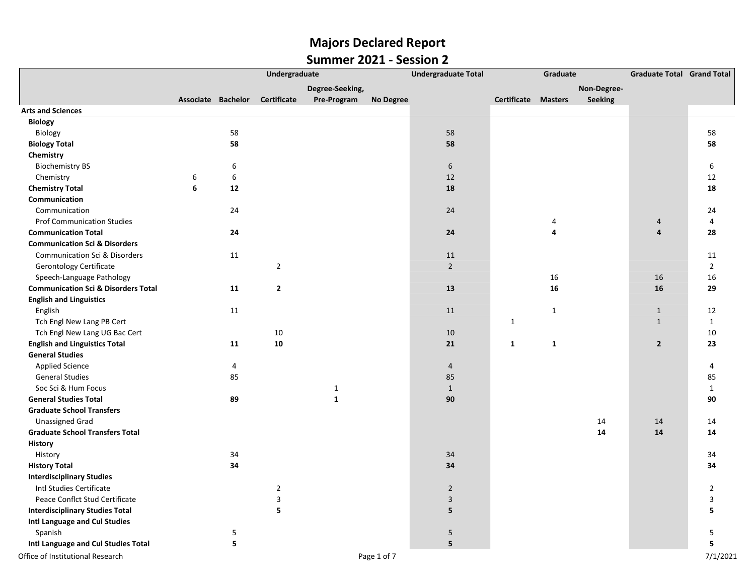# Majors Declared Report

## Summer 2021 - Session 2

| | Undergraduate | | | | | Undergraduate Total | Graduate | | | Graduate Total | Grand Total |
|---|---|---|---|---|---|---|---|---|---|---|---|
| | Associate | Bachelor | Certificate | Degree-Seeking, Pre-Program | No Degree | | Certificate | Masters | Non-Degree-Seeking | | |
| **Arts and Sciences** | | | | | | | | | | | |
| **Biology** | | | | | | | | | | | |
| Biology | | 58 | | | | 58 | | | | | 58 |
| **Biology Total** | | **58** | | | | **58** | | | | | **58** |
| **Chemistry** | | | | | | | | | | | |
| Biochemistry BS | | 6 | | | | 6 | | | | | 6 |
| Chemistry | 6 | 6 | | | | 12 | | | | | 12 |
| **Chemistry Total** | **6** | **12** | | | | **18** | | | | | **18** |
| **Communication** | | | | | | | | | | | |
| Communication | | 24 | | | | 24 | | | | | 24 |
| Prof Communication Studies | | | | | | | | 4 | | 4 | 4 |
| **Communication Total** | | **24** | | | | **24** | | **4** | | **4** | **28** |
| **Communication Sci & Disorders** | | | | | | | | | | | |
| Communication Sci & Disorders | | 11 | | | | 11 | | | | | 11 |
| Gerontology Certificate | | | 2 | | | 2 | | | | | 2 |
| Speech-Language Pathology | | | | | | | | 16 | | 16 | 16 |
| **Communication Sci & Disorders Total** | | **11** | **2** | | | **13** | | **16** | | **16** | **29** |
| **English and Linguistics** | | | | | | | | | | | |
| English | | 11 | | | | 11 | | 1 | | 1 | 12 |
| Tch Engl New Lang PB Cert | | | | | | | 1 | | | 1 | 1 |
| Tch Engl New Lang UG Bac Cert | | | 10 | | | 10 | | | | | 10 |
| **English and Linguistics Total** | | **11** | **10** | | | **21** | **1** | **1** | | **2** | **23** |
| **General Studies** | | | | | | | | | | | |
| Applied Science | | 4 | | | | 4 | | | | | 4 |
| General Studies | | 85 | | | | 85 | | | | | 85 |
| Soc Sci & Hum Focus | | | | 1 | | 1 | | | | | 1 |
| **General Studies Total** | | **89** | | **1** | | **90** | | | | | **90** |
| **Graduate School Transfers** | | | | | | | | | | | |
| Unassigned Grad | | | | | | | | | 14 | 14 | 14 |
| **Graduate School Transfers Total** | | | | | | | | | **14** | **14** | **14** |
| **History** | | | | | | | | | | | |
| History | | 34 | | | | 34 | | | | | 34 |
| **History Total** | | **34** | | | | **34** | | | | | **34** |
| **Interdisciplinary Studies** | | | | | | | | | | | |
| Intl Studies Certificate | | | 2 | | | 2 | | | | | 2 |
| Peace Conflct Stud Certificate | | | 3 | | | 3 | | | | | 3 |
| **Interdisciplinary Studies Total** | | | **5** | | | **5** | | | | | **5** |
| **Intl Language and Cul Studies** | | | | | | | | | | | |
| Spanish | | 5 | | | | 5 | | | | | 5 |
| **Intl Language and Cul Studies Total** | | **5** | | | | **5** | | | | | **5** |

Office of Institutional Research — 7/1/2021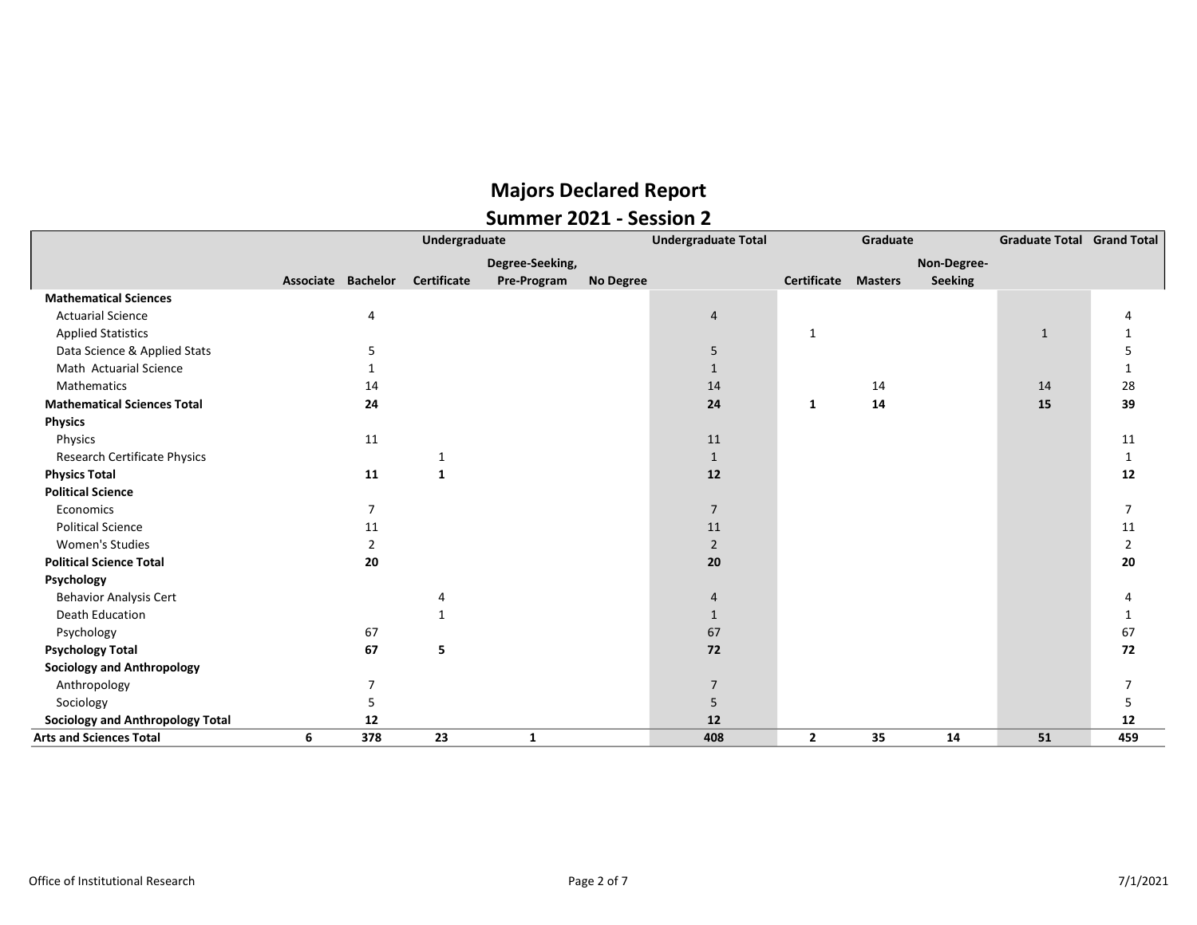# Majors Declared Report

## Summer 2021 - Session 2

| | Undergraduate | | | | | Undergraduate Total | Graduate | | | Graduate Total | Grand Total |
|---|---|---|---|---|---|---|---|---|---|---|---|
| | Associate | Bachelor | Certificate | Degree-Seeking, Pre-Program | No Degree | | Certificate | Masters | Non-Degree-Seeking | | |
| **Mathematical Sciences** | | | | | | | | | | | |
| Actuarial Science | | 4 | | | | 4 | | | | | 4 |
| Applied Statistics | | | | | | | 1 | | | 1 | 1 |
| Data Science & Applied Stats | | 5 | | | | 5 | | | | | 5 |
| Math Actuarial Science | | 1 | | | | 1 | | | | | 1 |
| Mathematics | | 14 | | | | 14 | | 14 | | 14 | 28 |
| **Mathematical Sciences Total** | | **24** | | | | **24** | **1** | **14** | | **15** | **39** |
| **Physics** | | | | | | | | | | | |
| Physics | | 11 | | | | 11 | | | | | 11 |
| Research Certificate Physics | | | 1 | | | 1 | | | | | 1 |
| **Physics Total** | | **11** | **1** | | | **12** | | | | | **12** |
| **Political Science** | | | | | | | | | | | |
| Economics | | 7 | | | | 7 | | | | | 7 |
| Political Science | | 11 | | | | 11 | | | | | 11 |
| Women's Studies | | 2 | | | | 2 | | | | | 2 |
| **Political Science Total** | | **20** | | | | **20** | | | | | **20** |
| **Psychology** | | | | | | | | | | | |
| Behavior Analysis Cert | | | 4 | | | 4 | | | | | 4 |
| Death Education | | | 1 | | | 1 | | | | | 1 |
| Psychology | | 67 | | | | 67 | | | | | 67 |
| **Psychology Total** | | **67** | **5** | | | **72** | | | | | **72** |
| **Sociology and Anthropology** | | | | | | | | | | | |
| Anthropology | | 7 | | | | 7 | | | | | 7 |
| Sociology | | 5 | | | | 5 | | | | | 5 |
| **Sociology and Anthropology Total** | | **12** | | | | **12** | | | | | **12** |
| **Arts and Sciences Total** | **6** | **378** | **23** | **1** | | **408** | **2** | **35** | **14** | **51** | **459** |

Office of Institutional Research

7/1/2021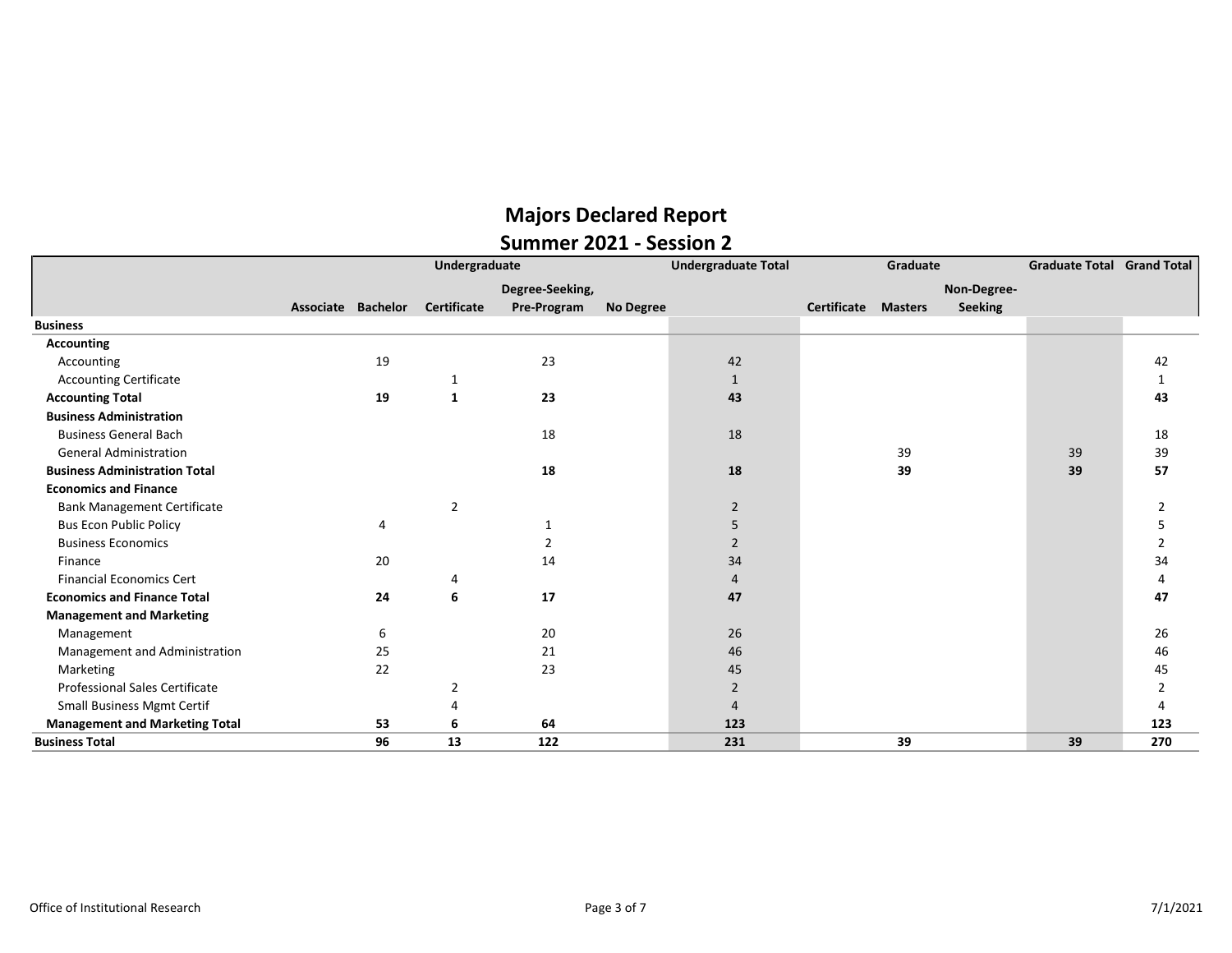# Majors Declared Report

## Summer 2021 - Session 2

| | Undergraduate | | | | | Undergraduate Total | Graduate | | | Graduate Total | Grand Total |
|---|---|---|---|---|---|---|---|---|---|---|---|
| | Associate | Bachelor | Certificate | Degree-Seeking, Pre-Program | No Degree | | Certificate | Masters | Non-Degree-Seeking | | |
| **Business** | | | | | | | | | | | |
| **Accounting** | | | | | | | | | | | |
| Accounting | | 19 | | 23 | | 42 | | | | | 42 |
| Accounting Certificate | | | 1 | | | 1 | | | | | 1 |
| **Accounting Total** | | **19** | **1** | **23** | | **43** | | | | | **43** |
| **Business Administration** | | | | | | | | | | | |
| Business General Bach | | | | 18 | | 18 | | | | | 18 |
| General Administration | | | | | | | | 39 | | 39 | 39 |
| **Business Administration Total** | | | | **18** | | **18** | | **39** | | **39** | **57** |
| **Economics and Finance** | | | | | | | | | | | |
| Bank Management Certificate | | | 2 | | | 2 | | | | | 2 |
| Bus Econ Public Policy | | 4 | | 1 | | 5 | | | | | 5 |
| Business Economics | | | | 2 | | 2 | | | | | 2 |
| Finance | | 20 | | 14 | | 34 | | | | | 34 |
| Financial Economics Cert | | | 4 | | | 4 | | | | | 4 |
| **Economics and Finance Total** | | **24** | **6** | **17** | | **47** | | | | | **47** |
| **Management and Marketing** | | | | | | | | | | | |
| Management | | 6 | | 20 | | 26 | | | | | 26 |
| Management and Administration | | 25 | | 21 | | 46 | | | | | 46 |
| Marketing | | 22 | | 23 | | 45 | | | | | 45 |
| Professional Sales Certificate | | | 2 | | | 2 | | | | | 2 |
| Small Business Mgmt Certif | | | 4 | | | 4 | | | | | 4 |
| **Management and Marketing Total** | | **53** | **6** | **64** | | **123** | | | | | **123** |
| **Business Total** | | **96** | **13** | **122** | | **231** | | **39** | | **39** | **270** |

Office of Institutional Research 7/1/2021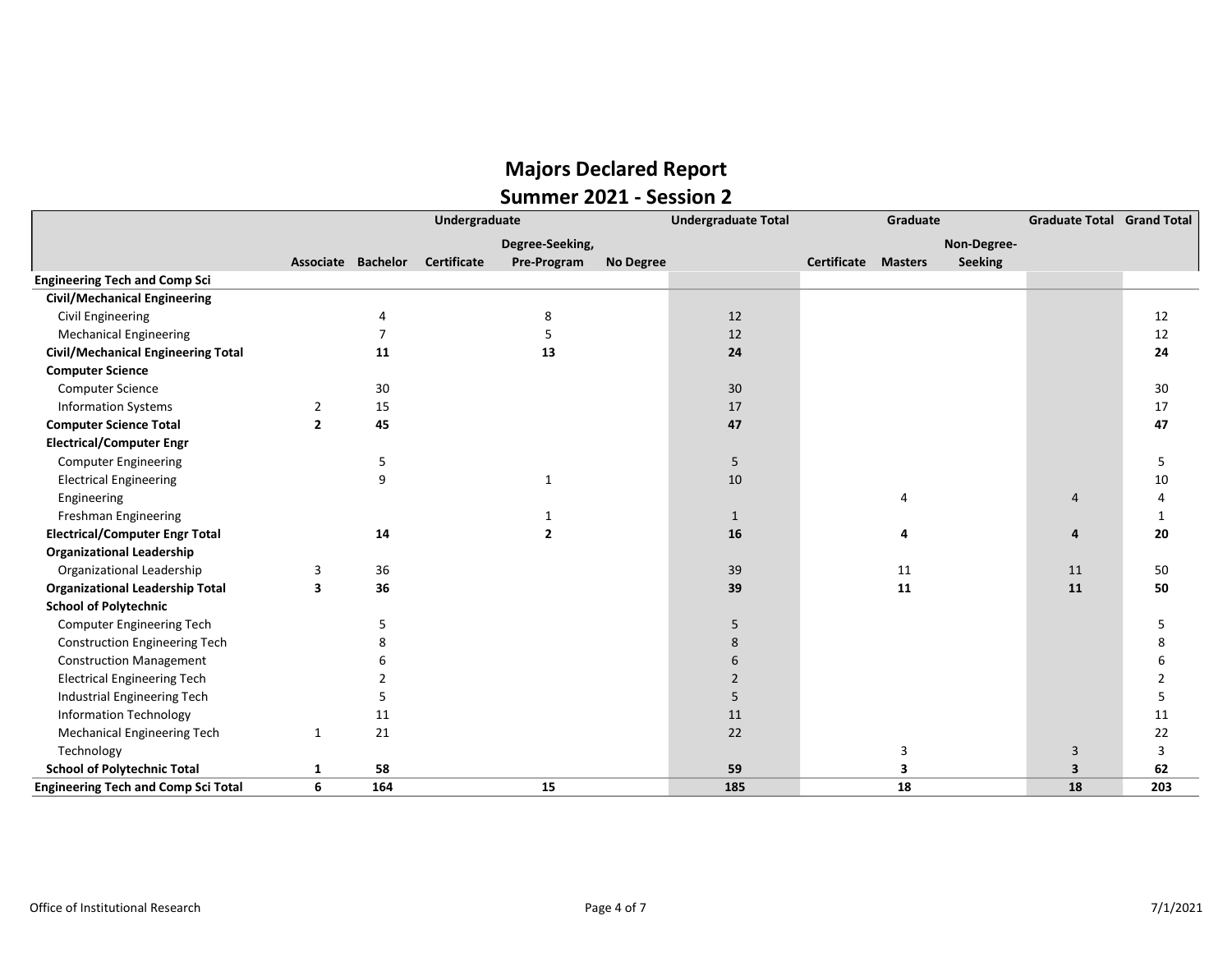# Majors Declared Report

## Summer 2021 - Session 2

| | Undergraduate | | | | | Undergraduate Total | Graduate | | | Graduate Total | Grand Total |
|---|---|---|---|---|---|---|---|---|---|---|---|
| | Associate | Bachelor | Certificate | Degree-Seeking, Pre-Program | No Degree | | Certificate | Masters | Non-Degree-Seeking | | |
| **Engineering Tech and Comp Sci** | | | | | | | | | | | |
| **Civil/Mechanical Engineering** | | | | | | | | | | | |
| Civil Engineering | | 4 | | 8 | | 12 | | | | | 12 |
| Mechanical Engineering | | 7 | | 5 | | 12 | | | | | 12 |
| **Civil/Mechanical Engineering Total** | | **11** | | **13** | | **24** | | | | | **24** |
| **Computer Science** | | | | | | | | | | | |
| Computer Science | | 30 | | | | 30 | | | | | 30 |
| Information Systems | 2 | 15 | | | | 17 | | | | | 17 |
| **Computer Science Total** | **2** | **45** | | | | **47** | | | | | **47** |
| **Electrical/Computer Engr** | | | | | | | | | | | |
| Computer Engineering | | 5 | | | | 5 | | | | | 5 |
| Electrical Engineering | | 9 | | 1 | | 10 | | | | | 10 |
| Engineering | | | | | | | | 4 | | 4 | 4 |
| Freshman Engineering | | | | 1 | | 1 | | | | | 1 |
| **Electrical/Computer Engr Total** | | **14** | | **2** | | **16** | | **4** | | **4** | **20** |
| **Organizational Leadership** | | | | | | | | | | | |
| Organizational Leadership | 3 | 36 | | | | 39 | | 11 | | 11 | 50 |
| **Organizational Leadership Total** | **3** | **36** | | | | **39** | | **11** | | **11** | **50** |
| **School of Polytechnic** | | | | | | | | | | | |
| Computer Engineering Tech | | 5 | | | | 5 | | | | | 5 |
| Construction Engineering Tech | | 8 | | | | 8 | | | | | 8 |
| Construction Management | | 6 | | | | 6 | | | | | 6 |
| Electrical Engineering Tech | | 2 | | | | 2 | | | | | 2 |
| Industrial Engineering Tech | | 5 | | | | 5 | | | | | 5 |
| Information Technology | | 11 | | | | 11 | | | | | 11 |
| Mechanical Engineering Tech | 1 | 21 | | | | 22 | | | | | 22 |
| Technology | | | | | | | | 3 | | 3 | 3 |
| **School of Polytechnic Total** | **1** | **58** | | | | **59** | | **3** | | **3** | **62** |
| **Engineering Tech and Comp Sci Total** | **6** | **164** | | **15** | | **185** | | **18** | | **18** | **203** |

Office of Institutional Research

7/1/2021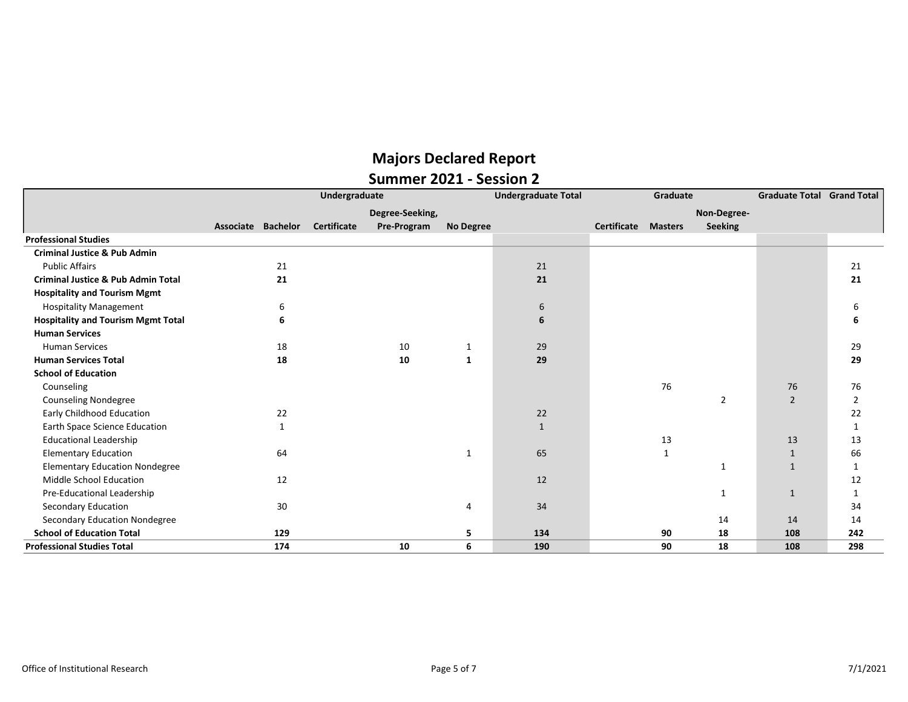# Majors Declared Report

## Summer 2021 - Session 2

| | Undergraduate | | | | | Undergraduate Total | Graduate | | | Graduate Total | Grand Total |
|---|---|---|---|---|---|---|---|---|---|---|---|
| | Associate | Bachelor | Certificate | Degree-Seeking, Pre-Program | No Degree | | Certificate | Masters | Non-Degree-Seeking | | |
| **Professional Studies** | | | | | | | | | | | |
| **Criminal Justice & Pub Admin** | | | | | | | | | | | |
| Public Affairs | | 21 | | | | 21 | | | | | 21 |
| **Criminal Justice & Pub Admin Total** | | **21** | | | | **21** | | | | | **21** |
| **Hospitality and Tourism Mgmt** | | | | | | | | | | | |
| Hospitality Management | | 6 | | | | 6 | | | | | 6 |
| **Hospitality and Tourism Mgmt Total** | | **6** | | | | **6** | | | | | **6** |
| **Human Services** | | | | | | | | | | | |
| Human Services | | 18 | | 10 | 1 | 29 | | | | | 29 |
| **Human Services Total** | | **18** | | **10** | **1** | **29** | | | | | **29** |
| **School of Education** | | | | | | | | | | | |
| Counseling | | | | | | | | 76 | | 76 | 76 |
| Counseling Nondegree | | | | | | | | | 2 | 2 | 2 |
| Early Childhood Education | | 22 | | | | 22 | | | | | 22 |
| Earth Space Science Education | | 1 | | | | 1 | | | | | 1 |
| Educational Leadership | | | | | | | | 13 | | 13 | 13 |
| Elementary Education | | 64 | | | 1 | 65 | | 1 | | 1 | 66 |
| Elementary Education Nondegree | | | | | | | | | 1 | 1 | 1 |
| Middle School Education | | 12 | | | | 12 | | | | | 12 |
| Pre-Educational Leadership | | | | | | | | | 1 | 1 | 1 |
| Secondary Education | | 30 | | | 4 | 34 | | | | | 34 |
| Secondary Education Nondegree | | | | | | | | | 14 | 14 | 14 |
| **School of Education Total** | | **129** | | | **5** | **134** | | **90** | **18** | **108** | **242** |
| **Professional Studies Total** | | **174** | | **10** | **6** | **190** | | **90** | **18** | **108** | **298** |

Office of Institutional Research 7/1/2021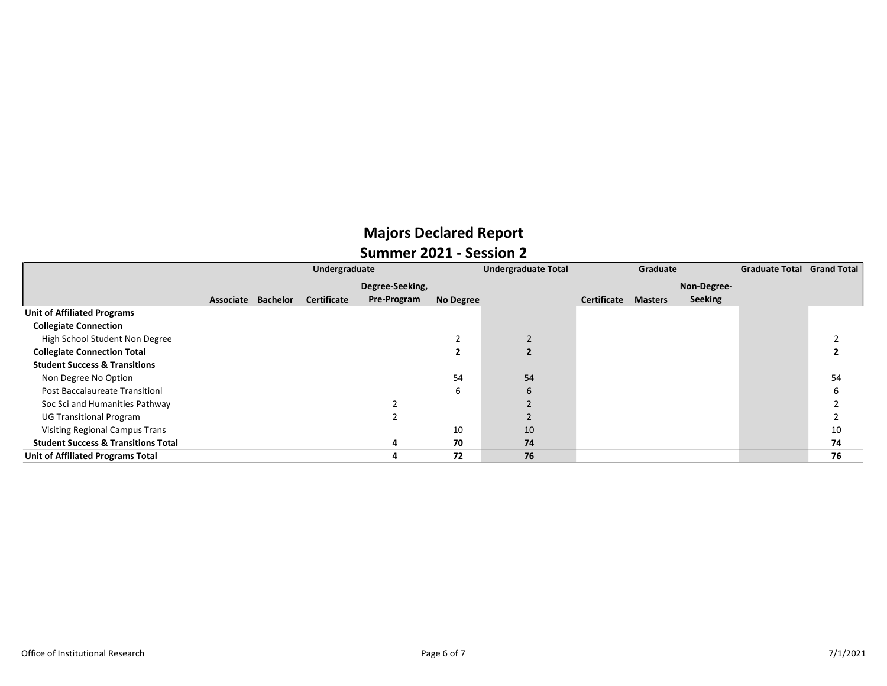# Majors Declared Report

## Summer 2021 - Session 2

| | Undergraduate | | | | | Undergraduate Total | Graduate | | | Graduate Total | Grand Total |
|---|---|---|---|---|---|---|---|---|---|---|---|
| | Associate | Bachelor | Certificate | Degree-Seeking, Pre-Program | No Degree | | Certificate | Masters | Non-Degree-Seeking | | |
| **Unit of Affiliated Programs** | | | | | | | | | | | |
| **Collegiate Connection** | | | | | | | | | | | |
| High School Student Non Degree | | | | | 2 | 2 | | | | | 2 |
| **Collegiate Connection Total** | | | | | **2** | **2** | | | | | **2** |
| **Student Success & Transitions** | | | | | | | | | | | |
| Non Degree No Option | | | | | 54 | 54 | | | | | 54 |
| Post Baccalaureate Transitionl | | | | | 6 | 6 | | | | | 6 |
| Soc Sci and Humanities Pathway | | | | 2 | | 2 | | | | | 2 |
| UG Transitional Program | | | | 2 | | 2 | | | | | 2 |
| Visiting Regional Campus Trans | | | | | 10 | 10 | | | | | 10 |
| **Student Success & Transitions Total** | | | | **4** | **70** | **74** | | | | | **74** |
| **Unit of Affiliated Programs Total** | | | | **4** | **72** | **76** | | | | | **76** |

Office of Institutional Research

7/1/2021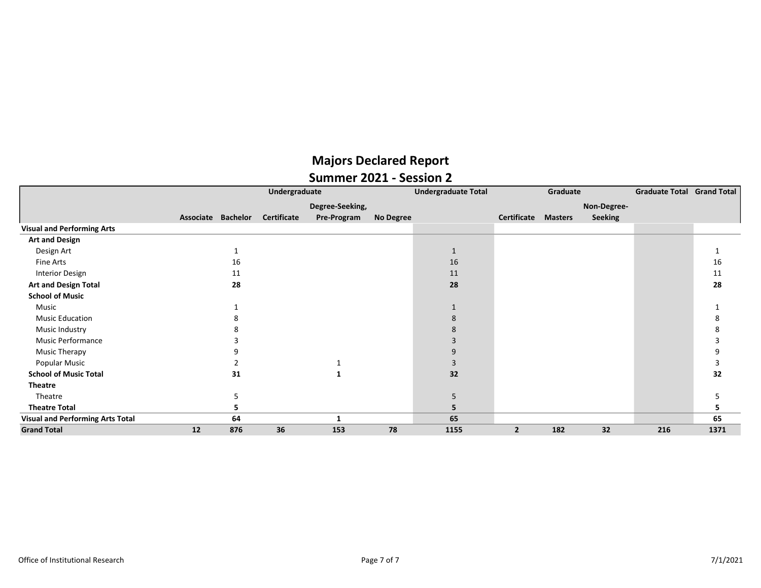# Majors Declared Report

## Summer 2021 - Session 2

| | Undergraduate | | | | | Undergraduate Total | Graduate | | | Graduate Total | Grand Total |
|---|---|---|---|---|---|---|---|---|---|---|---|
| | Associate | Bachelor | Certificate | Degree-Seeking, Pre-Program | No Degree | | Certificate | Masters | Non-Degree-Seeking | | |
| **Visual and Performing Arts** | | | | | | | | | | | |
| **Art and Design** | | | | | | | | | | | |
| Design Art | | 1 | | | | 1 | | | | | 1 |
| Fine Arts | | 16 | | | | 16 | | | | | 16 |
| Interior Design | | 11 | | | | 11 | | | | | 11 |
| **Art and Design Total** | | **28** | | | | **28** | | | | | **28** |
| **School of Music** | | | | | | | | | | | |
| Music | | 1 | | | | 1 | | | | | 1 |
| Music Education | | 8 | | | | 8 | | | | | 8 |
| Music Industry | | 8 | | | | 8 | | | | | 8 |
| Music Performance | | 3 | | | | 3 | | | | | 3 |
| Music Therapy | | 9 | | | | 9 | | | | | 9 |
| Popular Music | | 2 | | 1 | | 3 | | | | | 3 |
| **School of Music Total** | | **31** | | **1** | | **32** | | | | | **32** |
| **Theatre** | | | | | | | | | | | |
| Theatre | | 5 | | | | 5 | | | | | 5 |
| **Theatre Total** | | **5** | | | | **5** | | | | | **5** |
| **Visual and Performing Arts Total** | | **64** | | **1** | | **65** | | | | | **65** |
| **Grand Total** | **12** | **876** | **36** | **153** | **78** | **1155** | **2** | **182** | **32** | **216** | **1371** |

Office of Institutional Research

7/1/2021